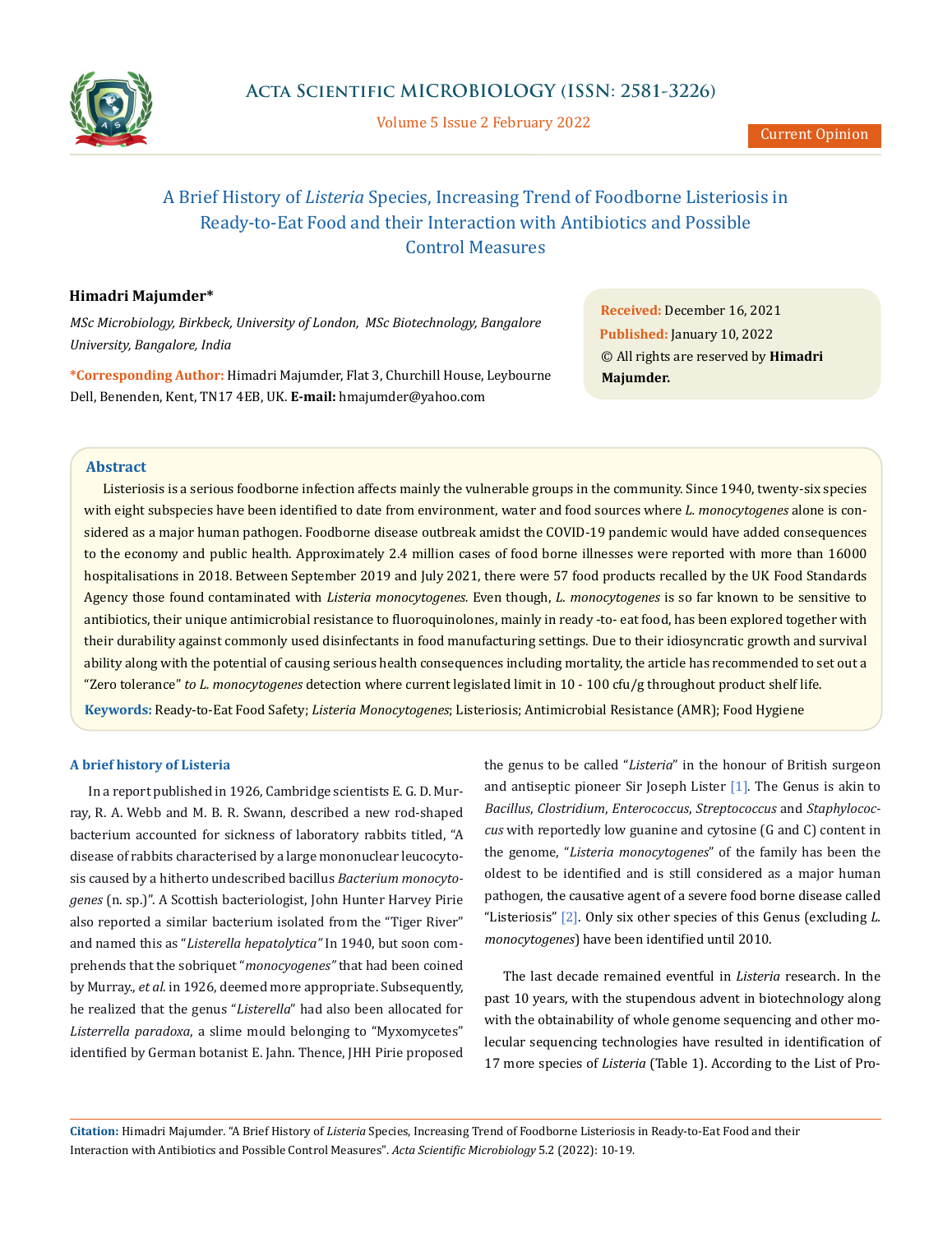# A Brief History of *Listeria* Species, Increasing Trend of Foodborne Listeriosis in Ready-to-Eat Food and their Interaction with Antibiotics and Possible Control Measures

**Himadri Majumder***

*MSc Microbiology, Birkbeck, University of London, MSc Biotechnology, Bangalore University, Bangalore, India*

***Corresponding Author:** Himadri Majumder, Flat 3, Churchill House, Leybourne Dell, Benenden, Kent, TN17 4EB, UK. **E-mail:** hmajumder@yahoo.com

**Received:** December 16, 2021
**Published:** January 10, 2022
© All rights are reserved by **Himadri Majumder.**

## Abstract

Listeriosis is a serious foodborne infection affects mainly the vulnerable groups in the community. Since 1940, twenty-six species with eight subspecies have been identified to date from environment, water and food sources where *L. monocytogenes* alone is considered as a major human pathogen. Foodborne disease outbreak amidst the COVID-19 pandemic would have added consequences to the economy and public health. Approximately 2.4 million cases of food borne illnesses were reported with more than 16000 hospitalisations in 2018. Between September 2019 and July 2021, there were 57 food products recalled by the UK Food Standards Agency those found contaminated with *Listeria monocytogenes*. Even though, *L. monocytogenes* is so far known to be sensitive to antibiotics, their unique antimicrobial resistance to fluoroquinolones, mainly in ready -to- eat food, has been explored together with their durability against commonly used disinfectants in food manufacturing settings. Due to their idiosyncratic growth and survival ability along with the potential of causing serious health consequences including mortality, the article has recommended to set out a "Zero tolerance" *to L. monocytogenes* detection where current legislated limit in 10 - 100 cfu/g throughout product shelf life.

**Keywords:** Ready-to-Eat Food Safety; *Listeria Monocytogenes*; Listeriosis; Antimicrobial Resistance (AMR); Food Hygiene

## A brief history of Listeria

In a report published in 1926, Cambridge scientists E. G. D. Murray, R. A. Webb and M. B. R. Swann, described a new rod-shaped bacterium accounted for sickness of laboratory rabbits titled, "A disease of rabbits characterised by a large mononuclear leucocytosis caused by a hitherto undescribed bacillus *Bacterium monocytogenes* (n. sp.)". A Scottish bacteriologist, John Hunter Harvey Pirie also reported a similar bacterium isolated from the "Tiger River" and named this as "*Listerella hepatolytica"* In 1940, but soon comprehends that the sobriquet "*monocyogenes"* that had been coined by Murray., *et al.* in 1926, deemed more appropriate. Subsequently, he realized that the genus "*Listerella*" had also been allocated for *Listerrella paradoxa*, a slime mould belonging to "Myxomycetes" identified by German botanist E. Jahn. Thence, JHH Pirie proposed the genus to be called "*Listeria*" in the honour of British surgeon and antiseptic pioneer Sir Joseph Lister [1]. The Genus is akin to *Bacillus*, *Clostridium*, *Enterococcus*, *Streptococcus* and *Staphylococcus* with reportedly low guanine and cytosine (G and C) content in the genome, "*Listeria monocytogenes*" of the family has been the oldest to be identified and is still considered as a major human pathogen, the causative agent of a severe food borne disease called "Listeriosis" [2]. Only six other species of this Genus (excluding *L. monocytogenes*) have been identified until 2010.

The last decade remained eventful in *Listeria* research. In the past 10 years, with the stupendous advent in biotechnology along with the obtainability of whole genome sequencing and other molecular sequencing technologies have resulted in identification of 17 more species of *Listeria* (Table 1). According to the List of Pro-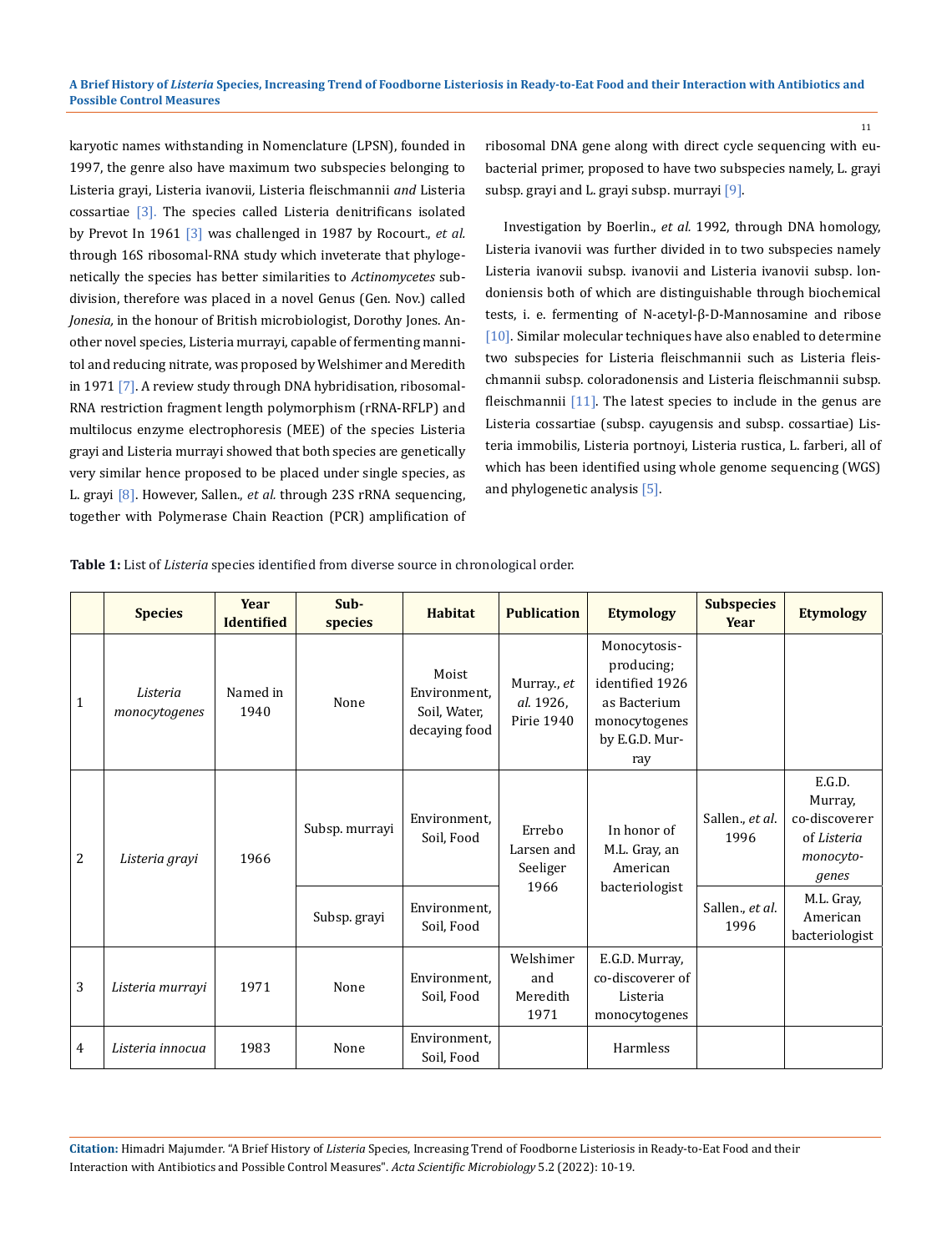karyotic names withstanding in Nomenclature (LPSN), founded in 1997, the genre also have maximum two subspecies belonging to Listeria grayi, Listeria ivanovii, Listeria fleischmannii *and* Listeria cossartiae [3]. The species called Listeria denitrificans isolated by Prevot In 1961 [3] was challenged in 1987 by Rocourt., *et al.* through 16S ribosomal-RNA study which inveterate that phylogenetically the species has better similarities to *Actinomycetes* subdivision, therefore was placed in a novel Genus (Gen. Nov.) called *Jonesia,* in the honour of British microbiologist, Dorothy Jones. Another novel species, Listeria murrayi, capable of fermenting mannitol and reducing nitrate, was proposed by Welshimer and Meredith in 1971 [7]. A review study through DNA hybridisation, ribosomal-RNA restriction fragment length polymorphism (rRNA-RFLP) and multilocus enzyme electrophoresis (MEE) of the species Listeria grayi and Listeria murrayi showed that both species are genetically very similar hence proposed to be placed under single species, as L. grayi [8]. However, Sallen., *et al.* through 23S rRNA sequencing, together with Polymerase Chain Reaction (PCR) amplification of ribosomal DNA gene along with direct cycle sequencing with eubacterial primer, proposed to have two subspecies namely, L. grayi subsp. grayi and L. grayi subsp. murrayi [9].

Investigation by Boerlin., *et al.* 1992, through DNA homology, Listeria ivanovii was further divided in to two subspecies namely Listeria ivanovii subsp. ivanovii and Listeria ivanovii subsp. londoniensis both of which are distinguishable through biochemical tests, i. e. fermenting of N-acetyl-β-D-Mannosamine and ribose [10]. Similar molecular techniques have also enabled to determine two subspecies for Listeria fleischmannii such as Listeria fleischmannii subsp. coloradonensis and Listeria fleischmannii subsp. fleischmannii [11]. The latest species to include in the genus are Listeria cossartiae (subsp. cayugensis and subsp. cossartiae) Listeria immobilis, Listeria portnoyi, Listeria rustica, L. farberi, all of which has been identified using whole genome sequencing (WGS) and phylogenetic analysis [5].

**Table 1:** List of *Listeria* species identified from diverse source in chronological order.

| | Species | Year Identified | Sub-species | Habitat | Publication | Etymology | Subspecies Year | Etymology |
|---|---|---|---|---|---|---|---|---|
| 1 | *Listeria monocytogenes* | Named in 1940 | None | Moist Environment, Soil, Water, decaying food | Murray., *et al.* 1926, Pirie 1940 | Monocytosis-producing; identified 1926 as Bacterium monocytogenes by E.G.D. Murray | | |
| 2 | *Listeria grayi* | 1966 | Subsp. murrayi | Environment, Soil, Food | Errebo Larsen and Seeliger 1966 | In honor of M.L. Gray, an American bacteriologist | Sallen., *et al.* 1996 | E.G.D. Murray, co-discoverer of *Listeria monocytogenes* |
| | | | Subsp. grayi | Environment, Soil, Food | | | Sallen., *et al.* 1996 | M.L. Gray, American bacteriologist |
| 3 | *Listeria murrayi* | 1971 | None | Environment, Soil, Food | Welshimer and Meredith 1971 | E.G.D. Murray, co-discoverer of Listeria monocytogenes | | |
| 4 | *Listeria innocua* | 1983 | None | Environment, Soil, Food | | Harmless | | |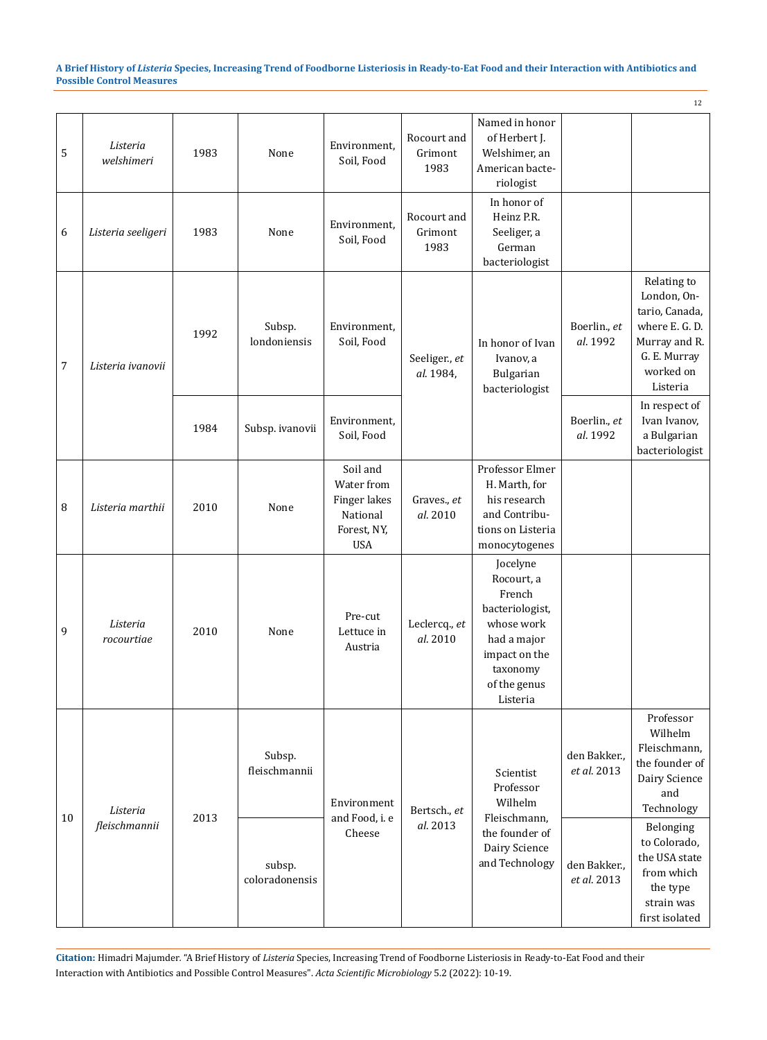| | | | | | | | | |
|---|---|---|---|---|---|---|---|---|
| 5 | *Listeria welshimeri* | 1983 | None | Environment, Soil, Food | Rocourt and Grimont 1983 | Named in honor of Herbert J. Welshimer, an American bacteriologist | | |
| 6 | *Listeria seeligeri* | 1983 | None | Environment, Soil, Food | Rocourt and Grimont 1983 | In honor of Heinz P.R. Seeliger, a German bacteriologist | | |
| 7 | *Listeria ivanovii* | 1992 | Subsp. londoniensis | Environment, Soil, Food | Seeliger., *et al.* 1984, | In honor of Ivan Ivanov, a Bulgarian bacteriologist | Boerlin., *et al.* 1992 | Relating to London, Ontario, Canada, where E. G. D. Murray and R. G. E. Murray worked on Listeria |
| | | 1984 | Subsp. ivanovii | Environment, Soil, Food | | | Boerlin., *et al.* 1992 | In respect of Ivan Ivanov, a Bulgarian bacteriologist |
| 8 | *Listeria marthii* | 2010 | None | Soil and Water from Finger lakes National Forest, NY, USA | Graves., *et al.* 2010 | Professor Elmer H. Marth, for his research and Contributions on Listeria monocytogenes | | |
| 9 | *Listeria rocourtiae* | 2010 | None | Pre-cut Lettuce in Austria | Leclercq., *et al.* 2010 | Jocelyne Rocourt, a French bacteriologist, whose work had a major impact on the taxonomy of the genus Listeria | | |
| 10 | *Listeria fleischmannii* | 2013 | Subsp. fleischmannii | Environment and Food, i. e Cheese | Bertsch., *et al.* 2013 | Scientist Professor Wilhelm Fleischmann, the founder of Dairy Science and Technology | den Bakker., *et al.* 2013 | Professor Wilhelm Fleischmann, the founder of Dairy Science and Technology |
| | | | subsp. coloradonensis | | | | den Bakker., *et al.* 2013 | Belonging to Colorado, the USA state from which the type strain was first isolated |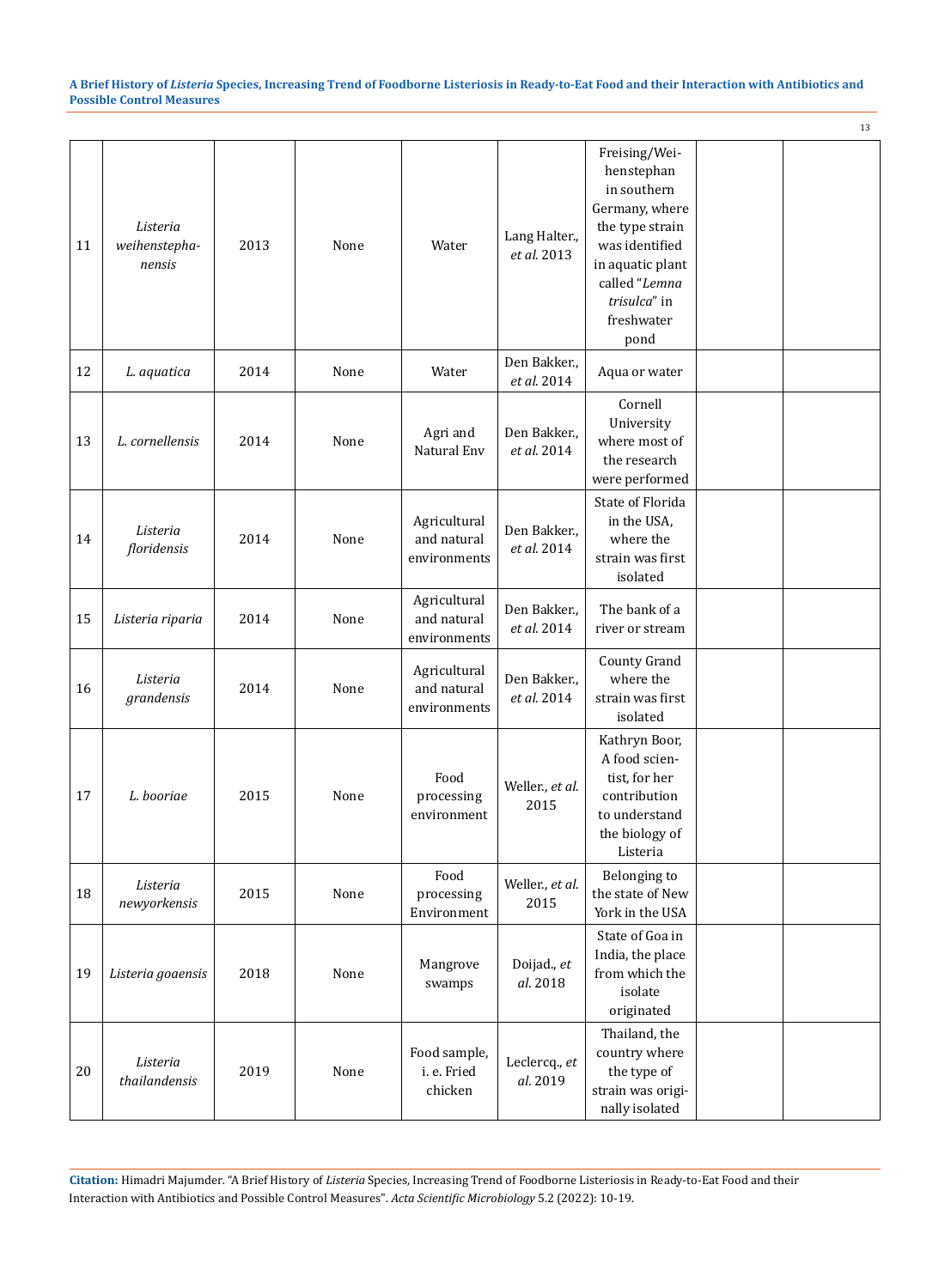| 11 | *Listeria weihenstephanensis* | 2013 | None | Water | Lang Halter., *et al.* 2013 | Freising/Weihenstephan in southern Germany, where the type strain was identified in aquatic plant called "*Lemna trisulca*" in freshwater pond | | |
|---|---|---|---|---|---|---|---|---|
| 12 | *L. aquatica* | 2014 | None | Water | Den Bakker., *et al.* 2014 | Aqua or water | | |
| 13 | *L. cornellensis* | 2014 | None | Agri and Natural Env | Den Bakker., *et al.* 2014 | Cornell University where most of the research were performed | | |
| 14 | *Listeria floridensis* | 2014 | None | Agricultural and natural environments | Den Bakker., *et al.* 2014 | State of Florida in the USA, where the strain was first isolated | | |
| 15 | *Listeria riparia* | 2014 | None | Agricultural and natural environments | Den Bakker., *et al.* 2014 | The bank of a river or stream | | |
| 16 | *Listeria grandensis* | 2014 | None | Agricultural and natural environments | Den Bakker., *et al.* 2014 | County Grand where the strain was first isolated | | |
| 17 | *L. booriae* | 2015 | None | Food processing environment | Weller., *et al.* 2015 | Kathryn Boor, A food scientist, for her contribution to understand the biology of Listeria | | |
| 18 | *Listeria newyorkensis* | 2015 | None | Food processing Environment | Weller., *et al.* 2015 | Belonging to the state of New York in the USA | | |
| 19 | *Listeria goaensis* | 2018 | None | Mangrove swamps | Doijad., *et al.* 2018 | State of Goa in India, the place from which the isolate originated | | |
| 20 | *Listeria thailandensis* | 2019 | None | Food sample, i. e. Fried chicken | Leclercq., *et al.* 2019 | Thailand, the country where the type of strain was originally isolated | | |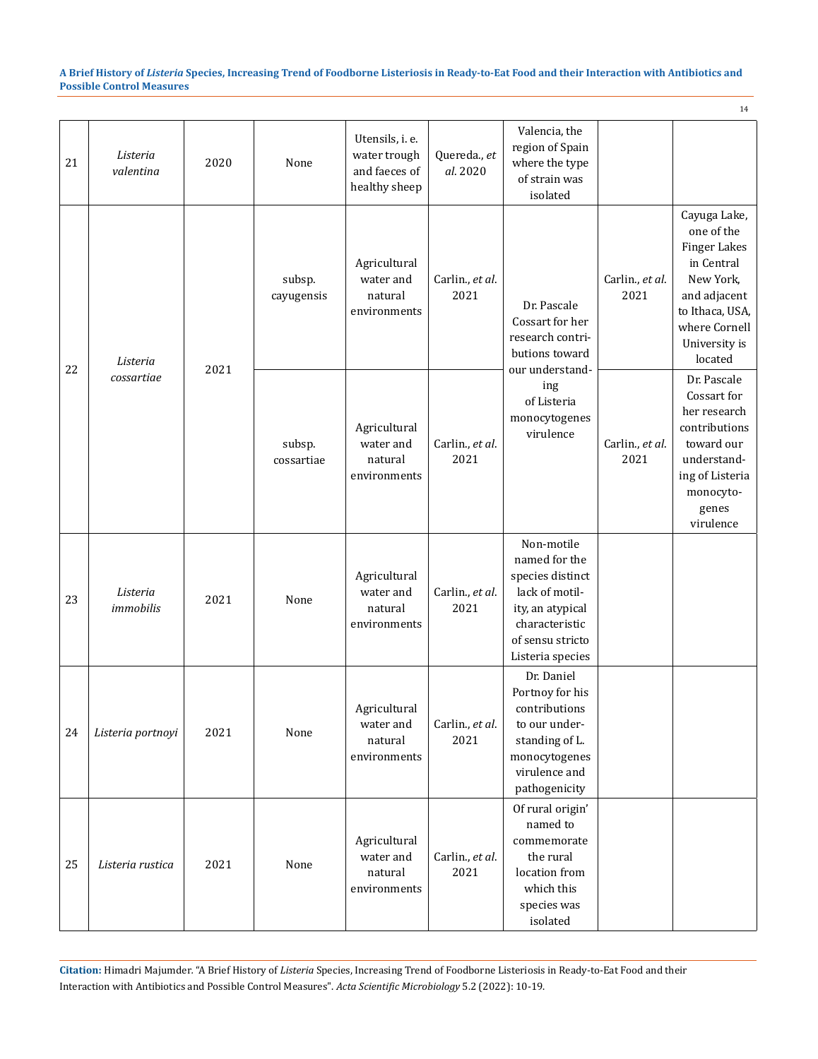| | | | | | | | | |
|---|---|---|---|---|---|---|---|---|
| 21 | *Listeria valentina* | 2020 | None | Utensils, i. e. water trough and faeces of healthy sheep | Quereda., *et al.* 2020 | Valencia, the region of Spain where the type of strain was isolated | | |
| 22 | *Listeria cossartiae* | 2021 | subsp. cayugensis | Agricultural water and natural environments | Carlin., *et al.* 2021 | Dr. Pascale Cossart for her research contributions toward our understanding of Listeria monocytogenes virulence | Carlin., *et al.* 2021 | Cayuga Lake, one of the Finger Lakes in Central New York, and adjacent to Ithaca, USA, where Cornell University is located |
| | | | subsp. cossartiae | Agricultural water and natural environments | Carlin., *et al.* 2021 | | Carlin., *et al.* 2021 | Dr. Pascale Cossart for her research contributions toward our understanding of Listeria monocytogenes virulence |
| 23 | *Listeria immobilis* | 2021 | None | Agricultural water and natural environments | Carlin., *et al.* 2021 | Non-motile named for the species distinct lack of motility, an atypical characteristic of sensu stricto Listeria species | | |
| 24 | *Listeria portnoyi* | 2021 | None | Agricultural water and natural environments | Carlin., *et al.* 2021 | Dr. Daniel Portnoy for his contributions to our understanding of L. monocytogenes virulence and pathogenicity | | |
| 25 | *Listeria rustica* | 2021 | None | Agricultural water and natural environments | Carlin., *et al.* 2021 | Of rural origin' named to commemorate the rural location from which this species was isolated | | |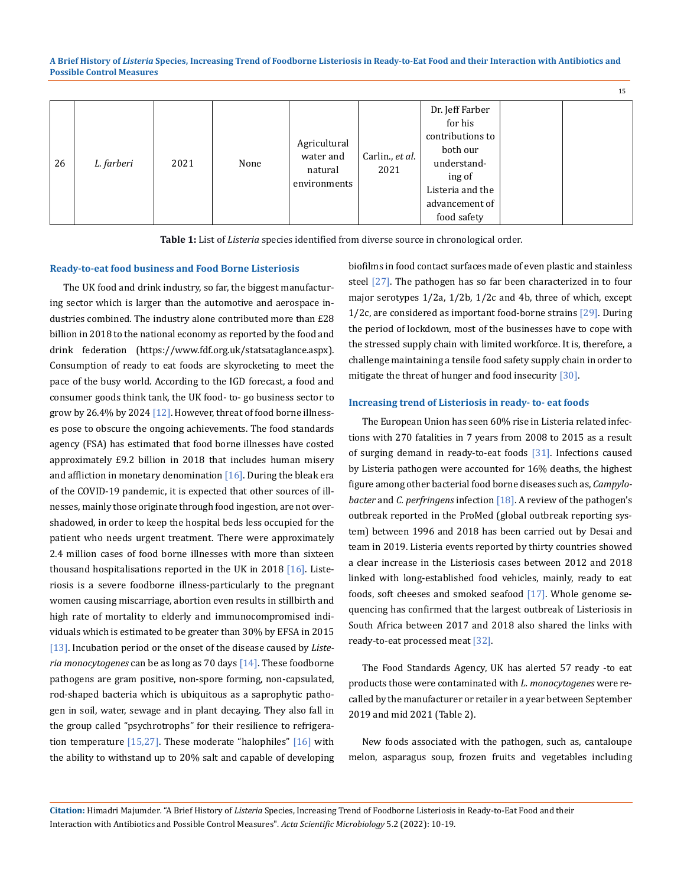| 26 | *L. farberi* | 2021 | None | Agricultural water and natural environments | Carlin., *et al.* 2021 | Dr. Jeff Farber for his contributions to both our understanding of Listeria and the advancement of food safety | | |
|---|---|---|---|---|---|---|---|---|

**Table 1:** List of *Listeria* species identified from diverse source in chronological order.

### Ready-to-eat food business and Food Borne Listeriosis

The UK food and drink industry, so far, the biggest manufacturing sector which is larger than the automotive and aerospace industries combined. The industry alone contributed more than £28 billion in 2018 to the national economy as reported by the food and drink federation (https://www.fdf.org.uk/statsataglance.aspx). Consumption of ready to eat foods are skyrocketing to meet the pace of the busy world. According to the IGD forecast, a food and consumer goods think tank, the UK food- to- go business sector to grow by 26.4% by 2024 [12]. However, threat of food borne illnesses pose to obscure the ongoing achievements. The food standards agency (FSA) has estimated that food borne illnesses have costed approximately £9.2 billion in 2018 that includes human misery and affliction in monetary denomination [16]. During the bleak era of the COVID-19 pandemic, it is expected that other sources of illnesses, mainly those originate through food ingestion, are not overshadowed, in order to keep the hospital beds less occupied for the patient who needs urgent treatment. There were approximately 2.4 million cases of food borne illnesses with more than sixteen thousand hospitalisations reported in the UK in 2018 [16]. Listeriosis is a severe foodborne illness-particularly to the pregnant women causing miscarriage, abortion even results in stillbirth and high rate of mortality to elderly and immunocompromised individuals which is estimated to be greater than 30% by EFSA in 2015 [13]. Incubation period or the onset of the disease caused by *Listeria monocytogenes* can be as long as 70 days [14]. These foodborne pathogens are gram positive, non-spore forming, non-capsulated, rod-shaped bacteria which is ubiquitous as a saprophytic pathogen in soil, water, sewage and in plant decaying. They also fall in the group called "psychrotrophs" for their resilience to refrigeration temperature [15,27]. These moderate "halophiles" [16] with the ability to withstand up to 20% salt and capable of developing biofilms in food contact surfaces made of even plastic and stainless steel [27]. The pathogen has so far been characterized in to four major serotypes 1/2a, 1/2b, 1/2c and 4b, three of which, except 1/2c, are considered as important food-borne strains [29]. During the period of lockdown, most of the businesses have to cope with the stressed supply chain with limited workforce. It is, therefore, a challenge maintaining a tensile food safety supply chain in order to mitigate the threat of hunger and food insecurity [30].

### Increasing trend of Listeriosis in ready- to- eat foods

The European Union has seen 60% rise in Listeria related infections with 270 fatalities in 7 years from 2008 to 2015 as a result of surging demand in ready-to-eat foods [31]. Infections caused by Listeria pathogen were accounted for 16% deaths, the highest figure among other bacterial food borne diseases such as, *Campylobacter* and *C. perfringens* infection [18]. A review of the pathogen's outbreak reported in the ProMed (global outbreak reporting system) between 1996 and 2018 has been carried out by Desai and team in 2019. Listeria events reported by thirty countries showed a clear increase in the Listeriosis cases between 2012 and 2018 linked with long-established food vehicles, mainly, ready to eat foods, soft cheeses and smoked seafood [17]. Whole genome sequencing has confirmed that the largest outbreak of Listeriosis in South Africa between 2017 and 2018 also shared the links with ready-to-eat processed meat [32].

The Food Standards Agency, UK has alerted 57 ready -to eat products those were contaminated with *L. monocytogenes* were recalled by the manufacturer or retailer in a year between September 2019 and mid 2021 (Table 2).

New foods associated with the pathogen, such as, cantaloupe melon, asparagus soup, frozen fruits and vegetables including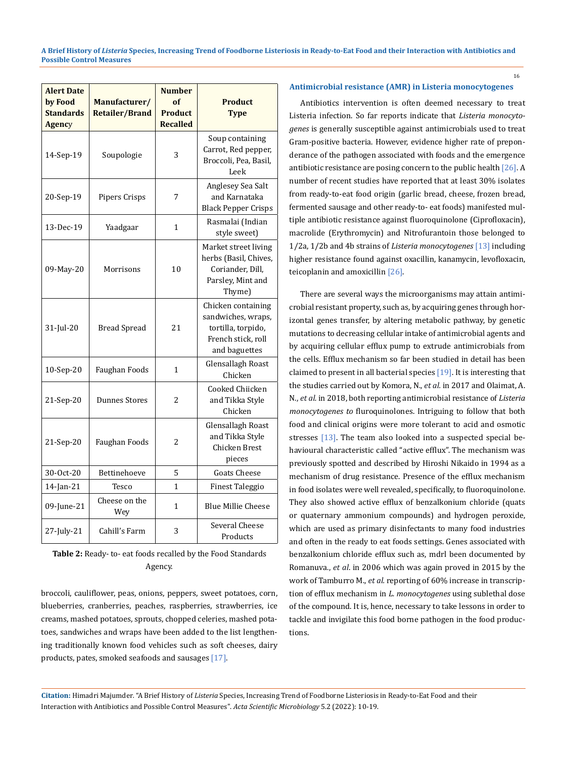| Alert Date by Food Standards Agency | Manufacturer/ Retailer/Brand | Number of Product Recalled | Product Type |
|---|---|---|---|
| 14-Sep-19 | Soupologie | 3 | Soup containing Carrot, Red pepper, Broccoli, Pea, Basil, Leek |
| 20-Sep-19 | Pipers Crisps | 7 | Anglesey Sea Salt and Karnataka Black Pepper Crisps |
| 13-Dec-19 | Yaadgaar | 1 | Rasmalai (Indian style sweet) |
| 09-May-20 | Morrisons | 10 | Market street living herbs (Basil, Chives, Coriander, Dill, Parsley, Mint and Thyme) |
| 31-Jul-20 | Bread Spread | 21 | Chicken containing sandwiches, wraps, tortilla, torpido, French stick, roll and baguettes |
| 10-Sep-20 | Faughan Foods | 1 | Glensallagh Roast Chicken |
| 21-Sep-20 | Dunnes Stores | 2 | Cooked Chiicken and Tikka Style Chicken |
| 21-Sep-20 | Faughan Foods | 2 | Glensallagh Roast and Tikka Style Chicken Brest pieces |
| 30-Oct-20 | Bettinehoeve | 5 | Goats Cheese |
| 14-Jan-21 | Tesco | 1 | Finest Taleggio |
| 09-June-21 | Cheese on the Wey | 1 | Blue Millie Cheese |
| 27-July-21 | Cahill's Farm | 3 | Several Cheese Products |

**Table 2:** Ready- to- eat foods recalled by the Food Standards Agency.

broccoli, cauliflower, peas, onions, peppers, sweet potatoes, corn, blueberries, cranberries, peaches, raspberries, strawberries, ice creams, mashed potatoes, sprouts, chopped celeries, mashed potatoes, sandwiches and wraps have been added to the list lengthening traditionally known food vehicles such as soft cheeses, dairy products, pates, smoked seafoods and sausages [17].

### Antimicrobial resistance (AMR) in Listeria monocytogenes

Antibiotics intervention is often deemed necessary to treat Listeria infection. So far reports indicate that *Listeria monocytogenes* is generally susceptible against antimicrobials used to treat Gram-positive bacteria. However, evidence higher rate of preponderance of the pathogen associated with foods and the emergence antibiotic resistance are posing concern to the public health [26]. A number of recent studies have reported that at least 30% isolates from ready-to-eat food origin (garlic bread, cheese, frozen bread, fermented sausage and other ready-to- eat foods) manifested multiple antibiotic resistance against fluoroquinolone (Ciprofloxacin), macrolide (Erythromycin) and Nitrofurantoin those belonged to 1/2a, 1/2b and 4b strains of *Listeria monocytogenes* [13] including higher resistance found against oxacillin, kanamycin, levofloxacin, teicoplanin and amoxicillin [26].

There are several ways the microorganisms may attain antimicrobial resistant property, such as, by acquiring genes through horizontal genes transfer, by altering metabolic pathway, by genetic mutations to decreasing cellular intake of antimicrobial agents and by acquiring cellular efflux pump to extrude antimicrobials from the cells. Efflux mechanism so far been studied in detail has been claimed to present in all bacterial species [19]. It is interesting that the studies carried out by Komora, N., *et al.* in 2017 and Olaimat, A. N., *et al.* in 2018, both reporting antimicrobial resistance of *Listeria monocytogenes to* fluroquinolones. Intriguing to follow that both food and clinical origins were more tolerant to acid and osmotic stresses [13]. The team also looked into a suspected special behavioural characteristic called "active efflux". The mechanism was previously spotted and described by Hiroshi Nikaido in 1994 as a mechanism of drug resistance. Presence of the efflux mechanism in food isolates were well revealed, specifically, to fluoroquinolone. They also showed active efflux of benzalkonium chloride (quats or quaternary ammonium compounds) and hydrogen peroxide, which are often used as primary disinfectants to many food industries and often in the ready to eat foods settings. Genes associated with benzalkonium chloride efflux such as, mdrl been documented by Romanuva., *et al*. in 2006 which was again proved in 2015 by the work of Tamburro M., *et al.* reporting of 60% increase in transcription of efflux mechanism in *L. monocytogenes* using sublethal dose of the compound. It is, hence, necessary to take lessons in order to tackle and invigilate this food borne pathogen in the food productions.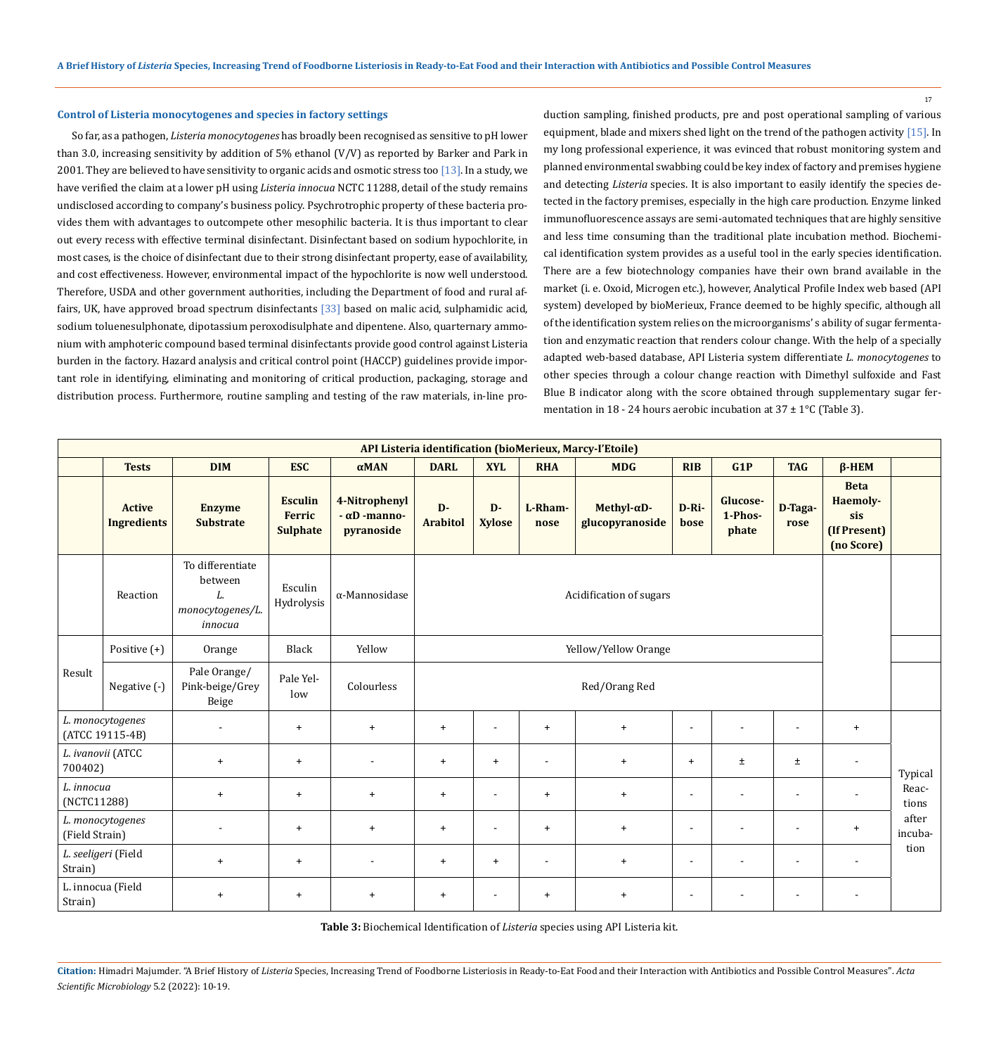### Control of Listeria monocytogenes and species in factory settings

So far, as a pathogen, *Listeria monocytogenes* has broadly been recognised as sensitive to pH lower than 3.0, increasing sensitivity by addition of 5% ethanol (V/V) as reported by Barker and Park in 2001. They are believed to have sensitivity to organic acids and osmotic stress too [13]. In a study, we have verified the claim at a lower pH using *Listeria innocua* NCTC 11288, detail of the study remains undisclosed according to company's business policy. Psychrotrophic property of these bacteria provides them with advantages to outcompete other mesophilic bacteria. It is thus important to clear out every recess with effective terminal disinfectant. Disinfectant based on sodium hypochlorite, in most cases, is the choice of disinfectant due to their strong disinfectant property, ease of availability, and cost effectiveness. However, environmental impact of the hypochlorite is now well understood. Therefore, USDA and other government authorities, including the Department of food and rural affairs, UK, have approved broad spectrum disinfectants [33] based on malic acid, sulphamidic acid, sodium toluenesulphonate, dipotassium peroxodisulphate and dipentene. Also, quarternary ammonium with amphoteric compound based terminal disinfectants provide good control against Listeria burden in the factory. Hazard analysis and critical control point (HACCP) guidelines provide important role in identifying, eliminating and monitoring of critical production, packaging, storage and distribution process. Furthermore, routine sampling and testing of the raw materials, in-line production sampling, finished products, pre and post operational sampling of various equipment, blade and mixers shed light on the trend of the pathogen activity [15]. In my long professional experience, it was evinced that robust monitoring system and planned environmental swabbing could be key index of factory and premises hygiene and detecting *Listeria* species. It is also important to easily identify the species detected in the factory premises, especially in the high care production. Enzyme linked immunofluorescence assays are semi-automated techniques that are highly sensitive and less time consuming than the traditional plate incubation method. Biochemical identification system provides as a useful tool in the early species identification. There are a few biotechnology companies have their own brand available in the market (i. e. Oxoid, Microgen etc.), however, Analytical Profile Index web based (API system) developed by bioMerieux, France deemed to be highly specific, although all of the identification system relies on the microorganisms' s ability of sugar fermentation and enzymatic reaction that renders colour change. With the help of a specially adapted web-based database, API Listeria system differentiate *L. monocytogenes* to other species through a colour change reaction with Dimethyl sulfoxide and Fast Blue B indicator along with the score obtained through supplementary sugar fermentation in 18 - 24 hours aerobic incubation at 37 ± 1°C (Table 3).

| API Listeria identification (bioMerieux, Marcy-I'Etoile) | | | | | | | | | | | | | |
|---|---|---|---|---|---|---|---|---|---|---|---|---|---|
| | **Tests** | **DIM** | **ESC** | **αMAN** | **DARL** | **XYL** | **RHA** | **MDG** | **RIB** | **G1P** | **TAG** | **β-HEM** | |
| | **Active Ingredients** | **Enzyme Substrate** | **Esculin Ferric Sulphate** | **4-Nitrophenyl - αD -manno-pyranoside** | **D-Arabitol** | **D-Xylose** | **L-Rhamnose** | **Methyl-αD-glucopyranoside** | **D-Ribose** | **Glucose-1-Phosphate** | **D-Tagarose** | **Beta Haemolysis (If Present) (no Score)** | |
| | Reaction | To differentiate between *L. monocytogenes/L. innocua* | Esculin Hydrolysis | α-Mannosidase | Acidification of sugars | | | | | | | | |
| Result | Positive (+) | Orange | Black | Yellow | Yellow/Yellow Orange | | | | | | | | |
| | Negative (-) | Pale Orange/ Pink-beige/Grey Beige | Pale Yellow | Colourless | Red/Orang Red | | | | | | | | |
| *L. monocytogenes* (ATCC 19115-4B) | | - | + | + | + | - | + | + | - | - | - | + | Typical Reactions after incubation |
| *L. ivanovii* (ATCC 700402) | | + | + | - | + | + | - | + | + | ± | ± | - | |
| *L. innocua* (NCTC11288) | | + | + | + | + | - | + | + | - | - | - | - | |
| *L. monocytogenes* (Field Strain) | | - | + | + | + | - | + | + | - | - | - | + | |
| *L. seeligeri* (Field Strain) | | + | + | - | + | + | - | + | - | - | - | - | |
| L. innocua (Field Strain) | | + | + | + | + | - | + | + | - | - | - | - | |

**Table 3:** Biochemical Identification of *Listeria* species using API Listeria kit.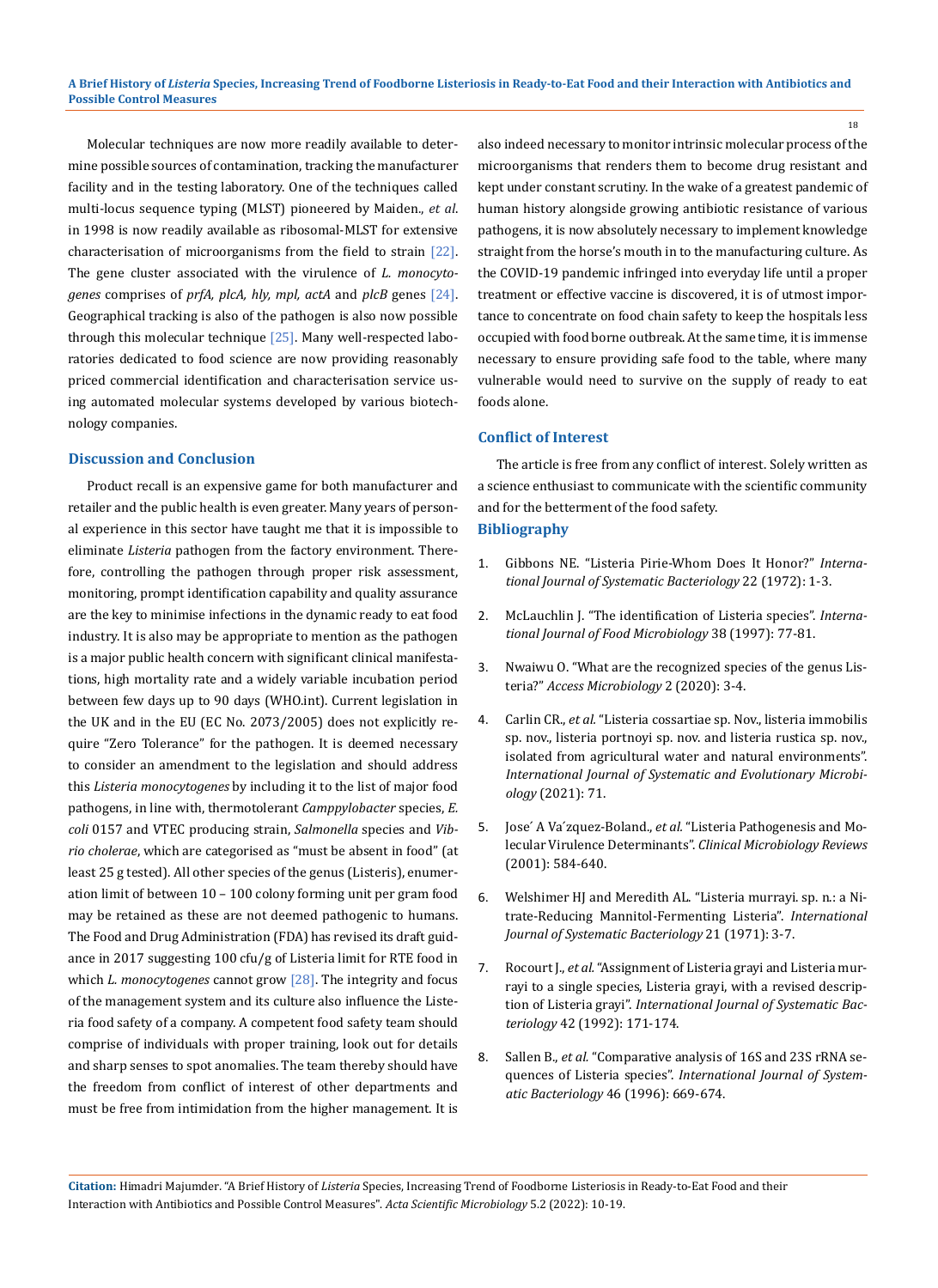Molecular techniques are now more readily available to determine possible sources of contamination, tracking the manufacturer facility and in the testing laboratory. One of the techniques called multi-locus sequence typing (MLST) pioneered by Maiden., *et al.* in 1998 is now readily available as ribosomal-MLST for extensive characterisation of microorganisms from the field to strain [22]. The gene cluster associated with the virulence of *L. monocytogenes* comprises of *prfA, plcA, hly, mpl, actA* and *plcB* genes [24]. Geographical tracking is also of the pathogen is also now possible through this molecular technique [25]. Many well-respected laboratories dedicated to food science are now providing reasonably priced commercial identification and characterisation service using automated molecular systems developed by various biotechnology companies.

## Discussion and Conclusion

Product recall is an expensive game for both manufacturer and retailer and the public health is even greater. Many years of personal experience in this sector have taught me that it is impossible to eliminate *Listeria* pathogen from the factory environment. Therefore, controlling the pathogen through proper risk assessment, monitoring, prompt identification capability and quality assurance are the key to minimise infections in the dynamic ready to eat food industry. It is also may be appropriate to mention as the pathogen is a major public health concern with significant clinical manifestations, high mortality rate and a widely variable incubation period between few days up to 90 days (WHO.int). Current legislation in the UK and in the EU (EC No. 2073/2005) does not explicitly require "Zero Tolerance" for the pathogen. It is deemed necessary to consider an amendment to the legislation and should address this *Listeria monocytogenes* by including it to the list of major food pathogens, in line with, thermotolerant *Camppylobacter* species, *E. coli* 0157 and VTEC producing strain, *Salmonella* species and *Vibrio cholerae*, which are categorised as "must be absent in food" (at least 25 g tested). All other species of the genus (Listeris), enumeration limit of between 10 – 100 colony forming unit per gram food may be retained as these are not deemed pathogenic to humans. The Food and Drug Administration (FDA) has revised its draft guidance in 2017 suggesting 100 cfu/g of Listeria limit for RTE food in which *L. monocytogenes* cannot grow [28]. The integrity and focus of the management system and its culture also influence the Listeria food safety of a company. A competent food safety team should comprise of individuals with proper training, look out for details and sharp senses to spot anomalies. The team thereby should have the freedom from conflict of interest of other departments and must be free from intimidation from the higher management. It is also indeed necessary to monitor intrinsic molecular process of the microorganisms that renders them to become drug resistant and kept under constant scrutiny. In the wake of a greatest pandemic of human history alongside growing antibiotic resistance of various pathogens, it is now absolutely necessary to implement knowledge straight from the horse's mouth in to the manufacturing culture. As the COVID-19 pandemic infringed into everyday life until a proper treatment or effective vaccine is discovered, it is of utmost importance to concentrate on food chain safety to keep the hospitals less occupied with food borne outbreak. At the same time, it is immense necessary to ensure providing safe food to the table, where many vulnerable would need to survive on the supply of ready to eat foods alone.

## Conflict of Interest

The article is free from any conflict of interest. Solely written as a science enthusiast to communicate with the scientific community and for the betterment of the food safety.

## Bibliography

1. Gibbons NE. "Listeria Pirie-Whom Does It Honor?" *International Journal of Systematic Bacteriology* 22 (1972): 1-3.
2. McLauchlin J. "The identification of Listeria species". *International Journal of Food Microbiology* 38 (1997): 77-81.
3. Nwaiwu O. "What are the recognized species of the genus Listeria?" *Access Microbiology* 2 (2020): 3-4.
4. Carlin CR., *et al.* "Listeria cossartiae sp. Nov., listeria immobilis sp. nov., listeria portnoyi sp. nov. and listeria rustica sp. nov., isolated from agricultural water and natural environments". *International Journal of Systematic and Evolutionary Microbiology* (2021): 71.
5. Jose´ A Va´zquez-Boland., *et al.* "Listeria Pathogenesis and Molecular Virulence Determinants". *Clinical Microbiology Reviews* (2001): 584-640.
6. Welshimer HJ and Meredith AL. "Listeria murrayi. sp. n.: a Nitrate-Reducing Mannitol-Fermenting Listeria". *International Journal of Systematic Bacteriology* 21 (1971): 3-7.
7. Rocourt J., *et al.* "Assignment of Listeria grayi and Listeria murrayi to a single species, Listeria grayi, with a revised description of Listeria grayi". *International Journal of Systematic Bacteriology* 42 (1992): 171-174.
8. Sallen B., *et al.* "Comparative analysis of 16S and 23S rRNA sequences of Listeria species". *International Journal of Systematic Bacteriology* 46 (1996): 669-674.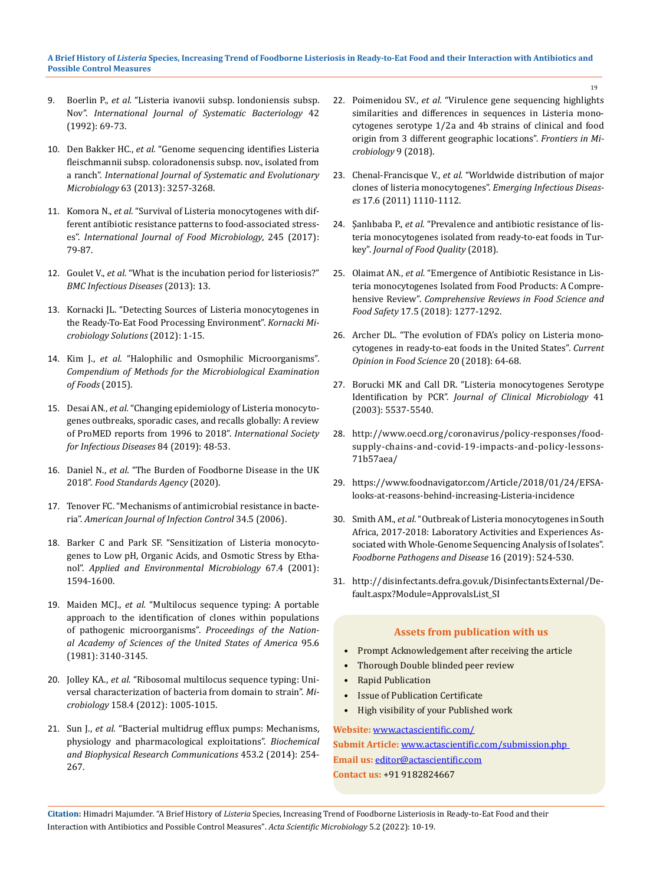9. Boerlin P., *et al.* "Listeria ivanovii subsp. londoniensis subsp. Nov". *International Journal of Systematic Bacteriology* 42 (1992): 69-73.

10. Den Bakker HC., *et al.* "Genome sequencing identifies Listeria fleischmannii subsp. coloradonensis subsp. nov., isolated from a ranch". *International Journal of Systematic and Evolutionary Microbiology* 63 (2013): 3257-3268.

11. Komora N., *et al.* "Survival of Listeria monocytogenes with different antibiotic resistance patterns to food-associated stresses". *International Journal of Food Microbiology*, 245 (2017): 79-87.

12. Goulet V., *et al.* "What is the incubation period for listeriosis?" *BMC Infectious Diseases* (2013): 13.

13. Kornacki JL. "Detecting Sources of Listeria monocytogenes in the Ready-To-Eat Food Processing Environment". *Kornacki Microbiology Solutions* (2012): 1-15.

14. Kim J., *et al.* "Halophilic and Osmophilic Microorganisms". *Compendium of Methods for the Microbiological Examination of Foods* (2015).

15. Desai AN., *et al.* "Changing epidemiology of Listeria monocytogenes outbreaks, sporadic cases, and recalls globally: A review of ProMED reports from 1996 to 2018". *International Society for Infectious Diseases* 84 (2019): 48-53.

16. Daniel N., *et al.* "The Burden of Foodborne Disease in the UK 2018". *Food Standards Agency* (2020).

17. Tenover FC. "Mechanisms of antimicrobial resistance in bacteria". *American Journal of Infection Control* 34.5 (2006).

18. Barker C and Park SF. "Sensitization of Listeria monocytogenes to Low pH, Organic Acids, and Osmotic Stress by Ethanol". *Applied and Environmental Microbiology* 67.4 (2001): 1594-1600.

19. Maiden MCJ., *et al.* "Multilocus sequence typing: A portable approach to the identification of clones within populations of pathogenic microorganisms". *Proceedings of the National Academy of Sciences of the United States of America* 95.6 (1981): 3140-3145.

20. Jolley KA., *et al.* "Ribosomal multilocus sequence typing: Universal characterization of bacteria from domain to strain". *Microbiology* 158.4 (2012): 1005-1015.

21. Sun J., *et al.* "Bacterial multidrug efflux pumps: Mechanisms, physiology and pharmacological exploitations". *Biochemical and Biophysical Research Communications* 453.2 (2014): 254-267.

22. Poimenidou SV., *et al.* "Virulence gene sequencing highlights similarities and differences in sequences in Listeria monocytogenes serotype 1/2a and 4b strains of clinical and food origin from 3 different geographic locations". *Frontiers in Microbiology* 9 (2018).

23. Chenal-Francisque V., *et al.* "Worldwide distribution of major clones of listeria monocytogenes". *Emerging Infectious Diseases* 17.6 (2011) 1110-1112.

24. Şanlıbaba P., *et al.* "Prevalence and antibiotic resistance of listeria monocytogenes isolated from ready-to-eat foods in Turkey". *Journal of Food Quality* (2018).

25. Olaimat AN., *et al.* "Emergence of Antibiotic Resistance in Listeria monocytogenes Isolated from Food Products: A Comprehensive Review". *Comprehensive Reviews in Food Science and Food Safety* 17.5 (2018): 1277-1292.

26. Archer DL. "The evolution of FDA's policy on Listeria monocytogenes in ready-to-eat foods in the United States". *Current Opinion in Food Science* 20 (2018): 64-68.

27. Borucki MK and Call DR. "Listeria monocytogenes Serotype Identification by PCR". *Journal of Clinical Microbiology* 41 (2003): 5537-5540.

28. http://www.oecd.org/coronavirus/policy-responses/food-supply-chains-and-covid-19-impacts-and-policy-lessons-71b57aea/

29. https://www.foodnavigator.com/Article/2018/01/24/EFSA-looks-at-reasons-behind-increasing-Listeria-incidence

30. Smith AM., *et al.* "Outbreak of Listeria monocytogenes in South Africa, 2017-2018: Laboratory Activities and Experiences Associated with Whole-Genome Sequencing Analysis of Isolates". *Foodborne Pathogens and Disease* 16 (2019): 524-530.

31. http://disinfectants.defra.gov.uk/DisinfectantsExternal/Default.aspx?Module=ApprovalsList_SI

**Assets from publication with us**

- Prompt Acknowledgement after receiving the article
- Thorough Double blinded peer review
- Rapid Publication
- Issue of Publication Certificate
- High visibility of your Published work

**Website:** www.actascientific.com/
**Submit Article:** www.actascientific.com/submission.php
**Email us:** editor@actascientific.com
**Contact us:** +91 9182824667